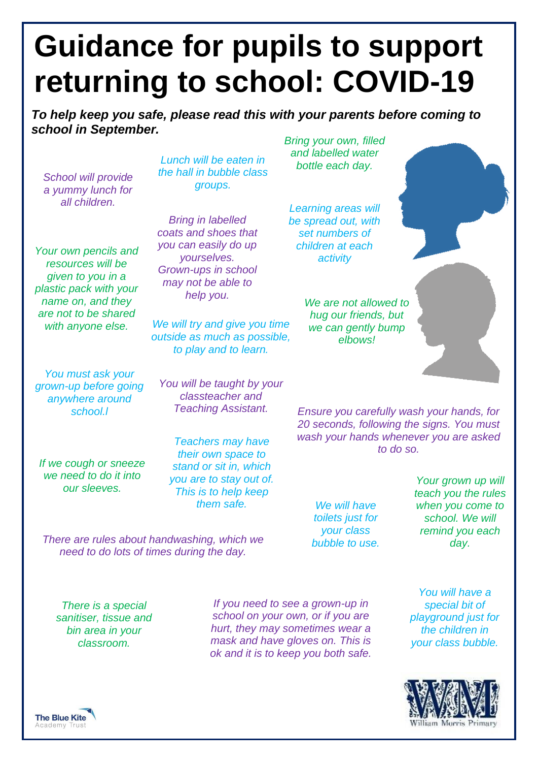# Guidance for pupils to support returning to school: COVID-19

***To help keep you safe, please read this with your parents before coming to school in September.***

*School will provide a yummy lunch for all children.*

*Lunch will be eaten in the hall in bubble class groups.*

*Bring your own, filled and labelled water bottle each day.*

*Your own pencils and resources will be given to you in a plastic pack with your name on, and they are not to be shared with anyone else.*

*Bring in labelled coats and shoes that you can easily do up yourselves. Grown-ups in school may not be able to help you.*

*Learning areas will be spread out, with set numbers of children at each activity*

*We will try and give you time outside as much as possible, to play and to learn.*

*We are not allowed to hug our friends, but we can gently bump elbows!*

*You must ask your grown-up before going anywhere around school.l*

*You will be taught by your classteacher and Teaching Assistant.*

*Ensure you carefully wash your hands, for 20 seconds, following the signs. You must wash your hands whenever you are asked to do so.*

*If we cough or sneeze we need to do it into our sleeves.*

*Teachers may have their own space to stand or sit in, which you are to stay out of. This is to help keep them safe.*

*We will have toilets just for your class bubble to use.*

*Your grown up will teach you the rules when you come to school. We will remind you each day.*

*There are rules about handwashing, which we need to do lots of times during the day.*

*There is a special sanitiser, tissue and bin area in your classroom.*

*If you need to see a grown-up in school on your own, or if you are hurt, they may sometimes wear a mask and have gloves on. This is ok and it is to keep you both safe.*

*You will have a special bit of playground just for the children in your class bubble.*

The Blue Kite Academy Trust

William Morris Primary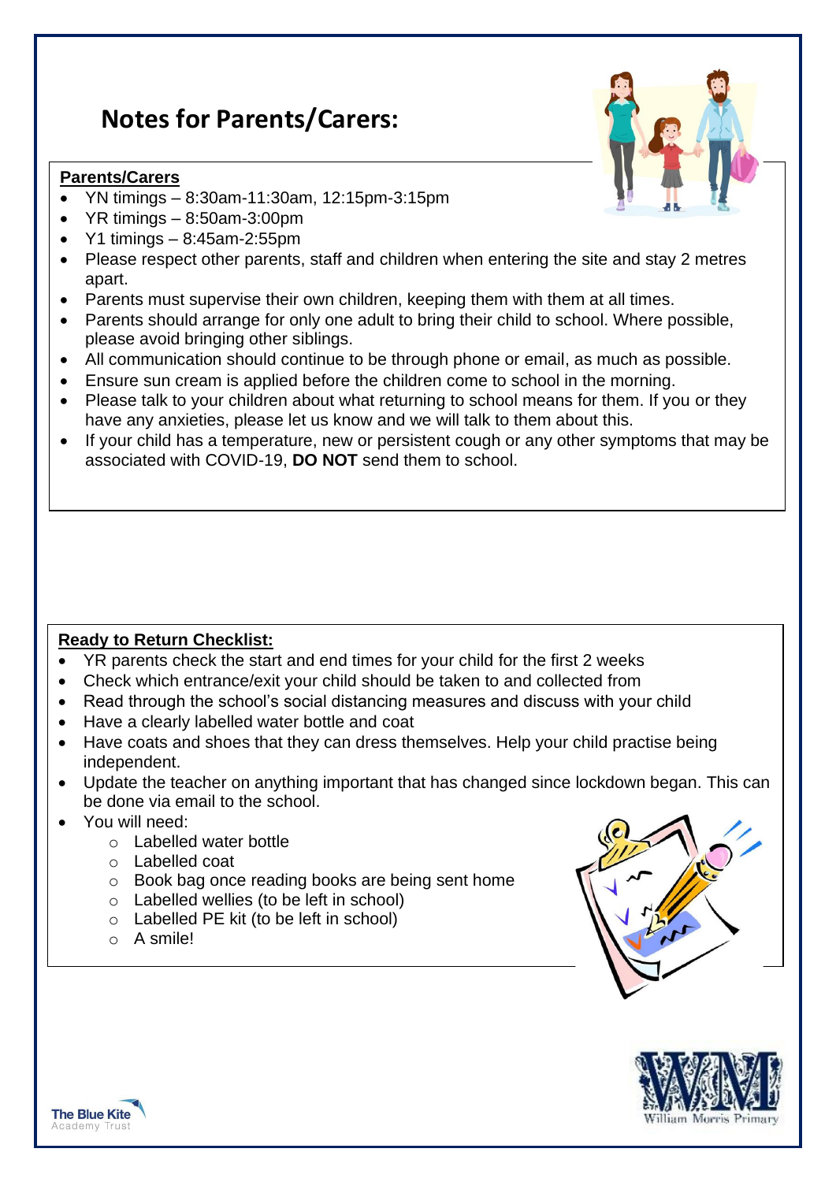# Notes for Parents/Carers:

**Parents/Carers**

- YN timings – 8:30am-11:30am, 12:15pm-3:15pm
- YR timings – 8:50am-3:00pm
- Y1 timings – 8:45am-2:55pm
- Please respect other parents, staff and children when entering the site and stay 2 metres apart.
- Parents must supervise their own children, keeping them with them at all times.
- Parents should arrange for only one adult to bring their child to school. Where possible, please avoid bringing other siblings.
- All communication should continue to be through phone or email, as much as possible.
- Ensure sun cream is applied before the children come to school in the morning.
- Please talk to your children about what returning to school means for them. If you or they have any anxieties, please let us know and we will talk to them about this.
- If your child has a temperature, new or persistent cough or any other symptoms that may be associated with COVID-19, **DO NOT** send them to school.

**Ready to Return Checklist:**

- YR parents check the start and end times for your child for the first 2 weeks
- Check which entrance/exit your child should be taken to and collected from
- Read through the school's social distancing measures and discuss with your child
- Have a clearly labelled water bottle and coat
- Have coats and shoes that they can dress themselves. Help your child practise being independent.
- Update the teacher on anything important that has changed since lockdown began. This can be done via email to the school.
- You will need:
  - Labelled water bottle
  - Labelled coat
  - Book bag once reading books are being sent home
  - Labelled wellies (to be left in school)
  - Labelled PE kit (to be left in school)
  - A smile!

The Blue Kite Academy Trust

William Morris Primary